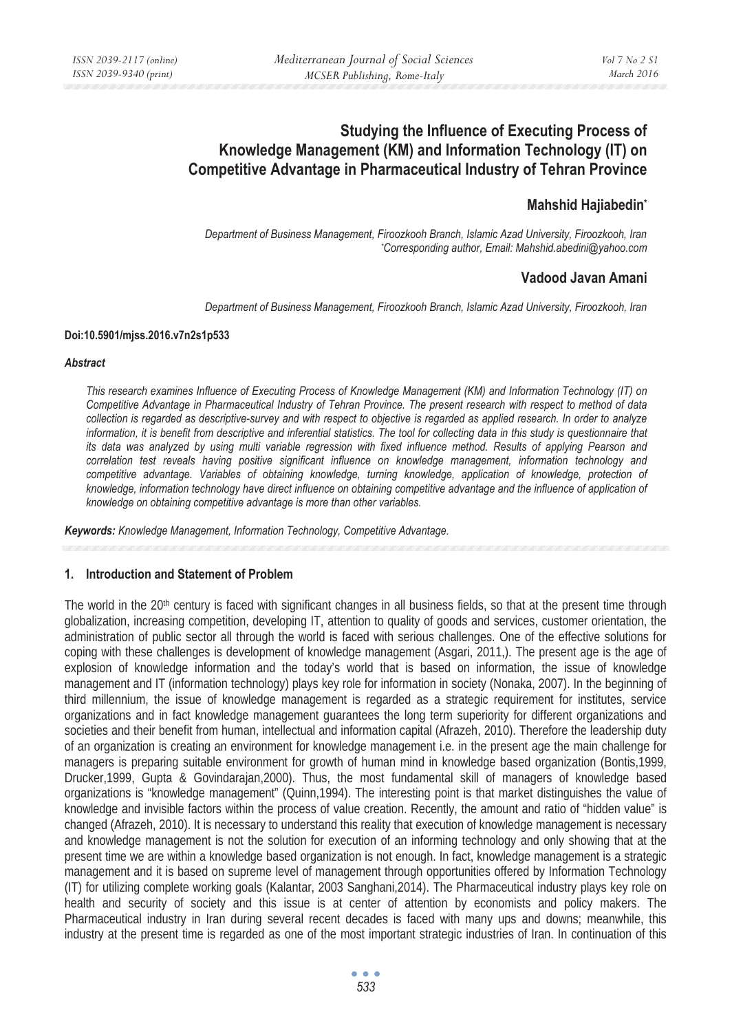# Studying the Influence of Executing Process of Knowledge Management (KM) and Information Technology (IT) on Competitive Advantage in Pharmaceutical Industry of Tehran Province

## Mahshid Hajiabedin*

*Department of Business Management, Firoozkooh Branch, Islamic Azad University, Firoozkooh, Iran*
*\*Corresponding author, Email: Mahshid.abedini@yahoo.com*

## Vadood Javan Amani

*Department of Business Management, Firoozkooh Branch, Islamic Azad University, Firoozkooh, Iran*

**Doi:10.5901/mjss.2016.v7n2s1p533**

***Abstract***

*This research examines Influence of Executing Process of Knowledge Management (KM) and Information Technology (IT) on Competitive Advantage in Pharmaceutical Industry of Tehran Province. The present research with respect to method of data collection is regarded as descriptive-survey and with respect to objective is regarded as applied research. In order to analyze information, it is benefit from descriptive and inferential statistics. The tool for collecting data in this study is questionnaire that its data was analyzed by using multi variable regression with fixed influence method. Results of applying Pearson and correlation test reveals having positive significant influence on knowledge management, information technology and competitive advantage. Variables of obtaining knowledge, turning knowledge, application of knowledge, protection of knowledge, information technology have direct influence on obtaining competitive advantage and the influence of application of knowledge on obtaining competitive advantage is more than other variables.*

***Keywords:** Knowledge Management, Information Technology, Competitive Advantage.*

### 1. Introduction and Statement of Problem

The world in the 20th century is faced with significant changes in all business fields, so that at the present time through globalization, increasing competition, developing IT, attention to quality of goods and services, customer orientation, the administration of public sector all through the world is faced with serious challenges. One of the effective solutions for coping with these challenges is development of knowledge management (Asgari, 2011,). The present age is the age of explosion of knowledge information and the today's world that is based on information, the issue of knowledge management and IT (information technology) plays key role for information in society (Nonaka, 2007). In the beginning of third millennium, the issue of knowledge management is regarded as a strategic requirement for institutes, service organizations and in fact knowledge management guarantees the long term superiority for different organizations and societies and their benefit from human, intellectual and information capital (Afrazeh, 2010). Therefore the leadership duty of an organization is creating an environment for knowledge management i.e. in the present age the main challenge for managers is preparing suitable environment for growth of human mind in knowledge based organization (Bontis,1999, Drucker,1999, Gupta & Govindarajan,2000). Thus, the most fundamental skill of managers of knowledge based organizations is "knowledge management" (Quinn,1994). The interesting point is that market distinguishes the value of knowledge and invisible factors within the process of value creation. Recently, the amount and ratio of "hidden value" is changed (Afrazeh, 2010). It is necessary to understand this reality that execution of knowledge management is necessary and knowledge management is not the solution for execution of an informing technology and only showing that at the present time we are within a knowledge based organization is not enough. In fact, knowledge management is a strategic management and it is based on supreme level of management through opportunities offered by Information Technology (IT) for utilizing complete working goals (Kalantar, 2003 Sanghani,2014). The Pharmaceutical industry plays key role on health and security of society and this issue is at center of attention by economists and policy makers. The Pharmaceutical industry in Iran during several recent decades is faced with many ups and downs; meanwhile, this industry at the present time is regarded as one of the most important strategic industries of Iran. In continuation of this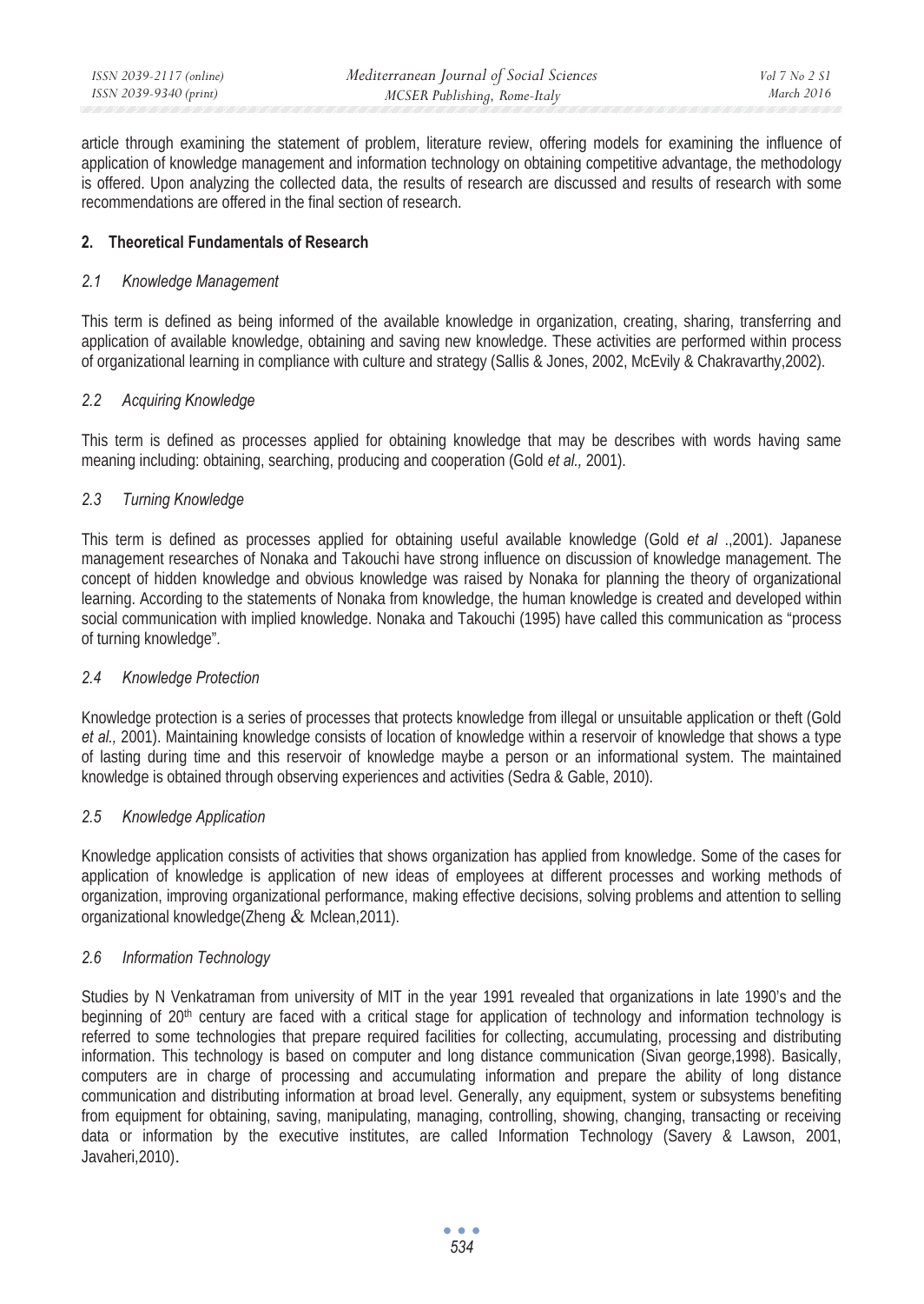article through examining the statement of problem, literature review, offering models for examining the influence of application of knowledge management and information technology on obtaining competitive advantage, the methodology is offered. Upon analyzing the collected data, the results of research are discussed and results of research with some recommendations are offered in the final section of research.

## 2. Theoretical Fundamentals of Research

### *2.1 Knowledge Management*

This term is defined as being informed of the available knowledge in organization, creating, sharing, transferring and application of available knowledge, obtaining and saving new knowledge. These activities are performed within process of organizational learning in compliance with culture and strategy (Sallis & Jones, 2002, McEvily & Chakravarthy,2002).

### *2.2 Acquiring Knowledge*

This term is defined as processes applied for obtaining knowledge that may be describes with words having same meaning including: obtaining, searching, producing and cooperation (Gold *et al.,* 2001).

### *2.3 Turning Knowledge*

This term is defined as processes applied for obtaining useful available knowledge (Gold *et al* .,2001). Japanese management researches of Nonaka and Takouchi have strong influence on discussion of knowledge management. The concept of hidden knowledge and obvious knowledge was raised by Nonaka for planning the theory of organizational learning. According to the statements of Nonaka from knowledge, the human knowledge is created and developed within social communication with implied knowledge. Nonaka and Takouchi (1995) have called this communication as "process of turning knowledge".

### *2.4 Knowledge Protection*

Knowledge protection is a series of processes that protects knowledge from illegal or unsuitable application or theft (Gold *et al.,* 2001). Maintaining knowledge consists of location of knowledge within a reservoir of knowledge that shows a type of lasting during time and this reservoir of knowledge maybe a person or an informational system. The maintained knowledge is obtained through observing experiences and activities (Sedra & Gable, 2010).

### *2.5 Knowledge Application*

Knowledge application consists of activities that shows organization has applied from knowledge. Some of the cases for application of knowledge is application of new ideas of employees at different processes and working methods of organization, improving organizational performance, making effective decisions, solving problems and attention to selling organizational knowledge(Zheng & Mclean,2011).

### *2.6 Information Technology*

Studies by N Venkatraman from university of MIT in the year 1991 revealed that organizations in late 1990's and the beginning of 20th century are faced with a critical stage for application of technology and information technology is referred to some technologies that prepare required facilities for collecting, accumulating, processing and distributing information. This technology is based on computer and long distance communication (Sivan george,1998). Basically, computers are in charge of processing and accumulating information and prepare the ability of long distance communication and distributing information at broad level. Generally, any equipment, system or subsystems benefiting from equipment for obtaining, saving, manipulating, managing, controlling, showing, changing, transacting or receiving data or information by the executive institutes, are called Information Technology (Savery & Lawson, 2001, Javaheri,2010).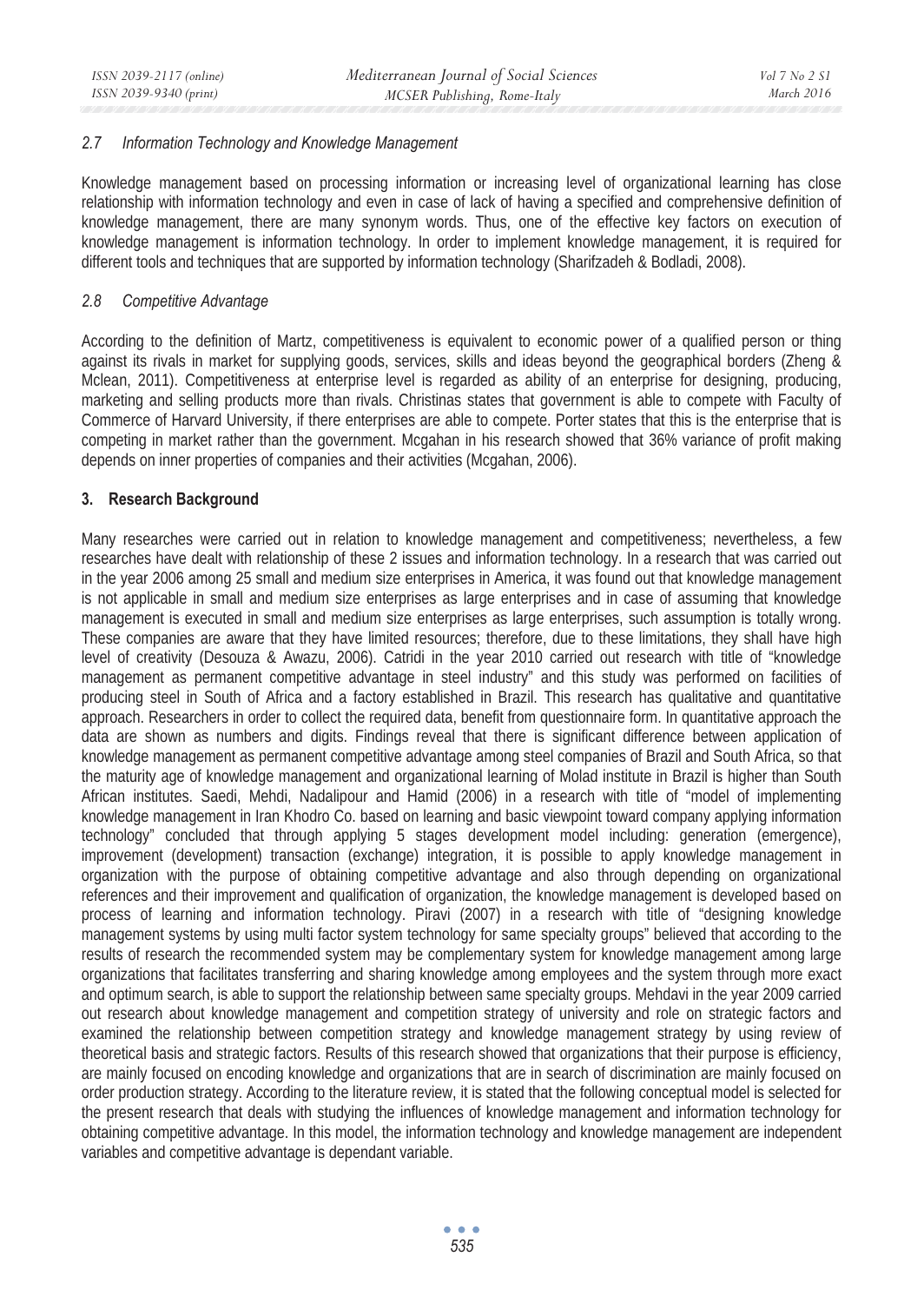### *2.7 Information Technology and Knowledge Management*

Knowledge management based on processing information or increasing level of organizational learning has close relationship with information technology and even in case of lack of having a specified and comprehensive definition of knowledge management, there are many synonym words. Thus, one of the effective key factors on execution of knowledge management is information technology. In order to implement knowledge management, it is required for different tools and techniques that are supported by information technology (Sharifzadeh & Bodladi, 2008).

### *2.8 Competitive Advantage*

According to the definition of Martz, competitiveness is equivalent to economic power of a qualified person or thing against its rivals in market for supplying goods, services, skills and ideas beyond the geographical borders (Zheng & Mclean, 2011). Competitiveness at enterprise level is regarded as ability of an enterprise for designing, producing, marketing and selling products more than rivals. Christinas states that government is able to compete with Faculty of Commerce of Harvard University, if there enterprises are able to compete. Porter states that this is the enterprise that is competing in market rather than the government. Mcgahan in his research showed that 36% variance of profit making depends on inner properties of companies and their activities (Mcgahan, 2006).

## 3. Research Background

Many researches were carried out in relation to knowledge management and competitiveness; nevertheless, a few researches have dealt with relationship of these 2 issues and information technology. In a research that was carried out in the year 2006 among 25 small and medium size enterprises in America, it was found out that knowledge management is not applicable in small and medium size enterprises as large enterprises and in case of assuming that knowledge management is executed in small and medium size enterprises as large enterprises, such assumption is totally wrong. These companies are aware that they have limited resources; therefore, due to these limitations, they shall have high level of creativity (Desouza & Awazu, 2006). Catridi in the year 2010 carried out research with title of "knowledge management as permanent competitive advantage in steel industry" and this study was performed on facilities of producing steel in South of Africa and a factory established in Brazil. This research has qualitative and quantitative approach. Researchers in order to collect the required data, benefit from questionnaire form. In quantitative approach the data are shown as numbers and digits. Findings reveal that there is significant difference between application of knowledge management as permanent competitive advantage among steel companies of Brazil and South Africa, so that the maturity age of knowledge management and organizational learning of Molad institute in Brazil is higher than South African institutes. Saedi, Mehdi, Nadalipour and Hamid (2006) in a research with title of "model of implementing knowledge management in Iran Khodro Co. based on learning and basic viewpoint toward company applying information technology" concluded that through applying 5 stages development model including: generation (emergence), improvement (development) transaction (exchange) integration, it is possible to apply knowledge management in organization with the purpose of obtaining competitive advantage and also through depending on organizational references and their improvement and qualification of organization, the knowledge management is developed based on process of learning and information technology. Piravi (2007) in a research with title of "designing knowledge management systems by using multi factor system technology for same specialty groups" believed that according to the results of research the recommended system may be complementary system for knowledge management among large organizations that facilitates transferring and sharing knowledge among employees and the system through more exact and optimum search, is able to support the relationship between same specialty groups. Mehdavi in the year 2009 carried out research about knowledge management and competition strategy of university and role on strategic factors and examined the relationship between competition strategy and knowledge management strategy by using review of theoretical basis and strategic factors. Results of this research showed that organizations that their purpose is efficiency, are mainly focused on encoding knowledge and organizations that are in search of discrimination are mainly focused on order production strategy. According to the literature review, it is stated that the following conceptual model is selected for the present research that deals with studying the influences of knowledge management and information technology for obtaining competitive advantage. In this model, the information technology and knowledge management are independent variables and competitive advantage is dependant variable.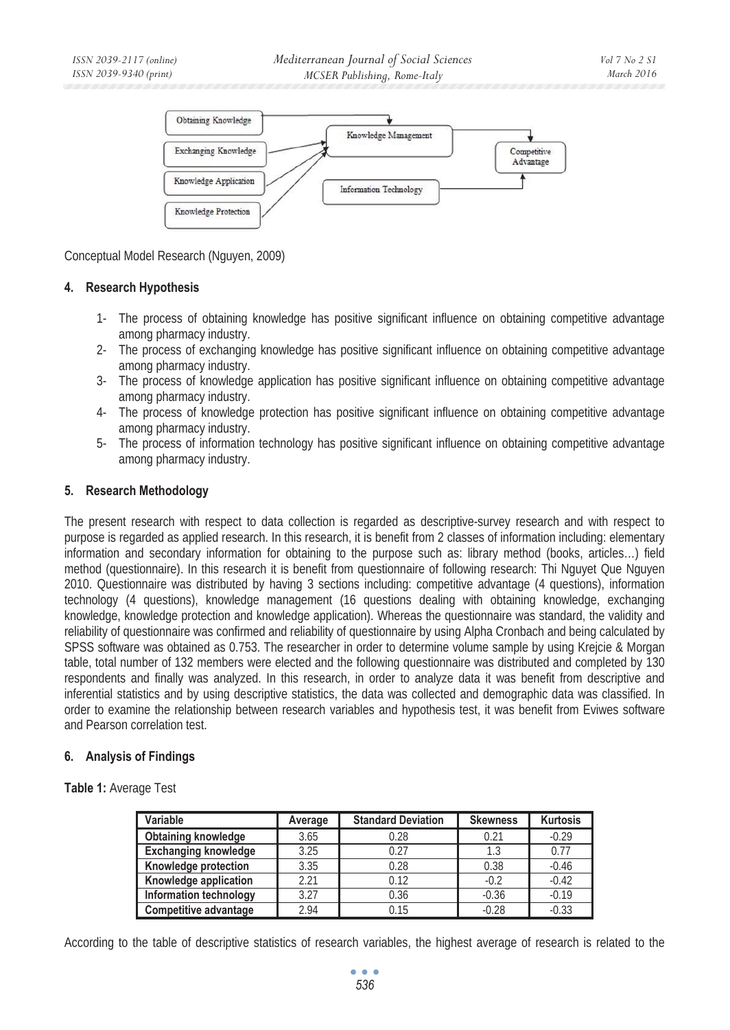Conceptual Model Research (Nguyen, 2009)

## 4. Research Hypothesis

1- The process of obtaining knowledge has positive significant influence on obtaining competitive advantage among pharmacy industry.
2- The process of exchanging knowledge has positive significant influence on obtaining competitive advantage among pharmacy industry.
3- The process of knowledge application has positive significant influence on obtaining competitive advantage among pharmacy industry.
4- The process of knowledge protection has positive significant influence on obtaining competitive advantage among pharmacy industry.
5- The process of information technology has positive significant influence on obtaining competitive advantage among pharmacy industry.

## 5. Research Methodology

The present research with respect to data collection is regarded as descriptive-survey research and with respect to purpose is regarded as applied research. In this research, it is benefit from 2 classes of information including: elementary information and secondary information for obtaining to the purpose such as: library method (books, articles…) field method (questionnaire). In this research it is benefit from questionnaire of following research: Thi Nguyet Que Nguyen 2010. Questionnaire was distributed by having 3 sections including: competitive advantage (4 questions), information technology (4 questions), knowledge management (16 questions dealing with obtaining knowledge, exchanging knowledge, knowledge protection and knowledge application). Whereas the questionnaire was standard, the validity and reliability of questionnaire was confirmed and reliability of questionnaire by using Alpha Cronbach and being calculated by SPSS software was obtained as 0.753. The researcher in order to determine volume sample by using Krejcie & Morgan table, total number of 132 members were elected and the following questionnaire was distributed and completed by 130 respondents and finally was analyzed. In this research, in order to analyze data it was benefit from descriptive and inferential statistics and by using descriptive statistics, the data was collected and demographic data was classified. In order to examine the relationship between research variables and hypothesis test, it was benefit from Eviwes software and Pearson correlation test.

## 6. Analysis of Findings

**Table 1:** Average Test

| Variable | Average | Standard Deviation | Skewness | Kurtosis |
|---|---|---|---|---|
| Obtaining knowledge | 3.65 | 0.28 | 0.21 | -0.29 |
| Exchanging knowledge | 3.25 | 0.27 | 1.3 | 0.77 |
| Knowledge protection | 3.35 | 0.28 | 0.38 | -0.46 |
| Knowledge application | 2.21 | 0.12 | -0.2 | -0.42 |
| Information technology | 3.27 | 0.36 | -0.36 | -0.19 |
| Competitive advantage | 2.94 | 0.15 | -0.28 | -0.33 |

According to the table of descriptive statistics of research variables, the highest average of research is related to the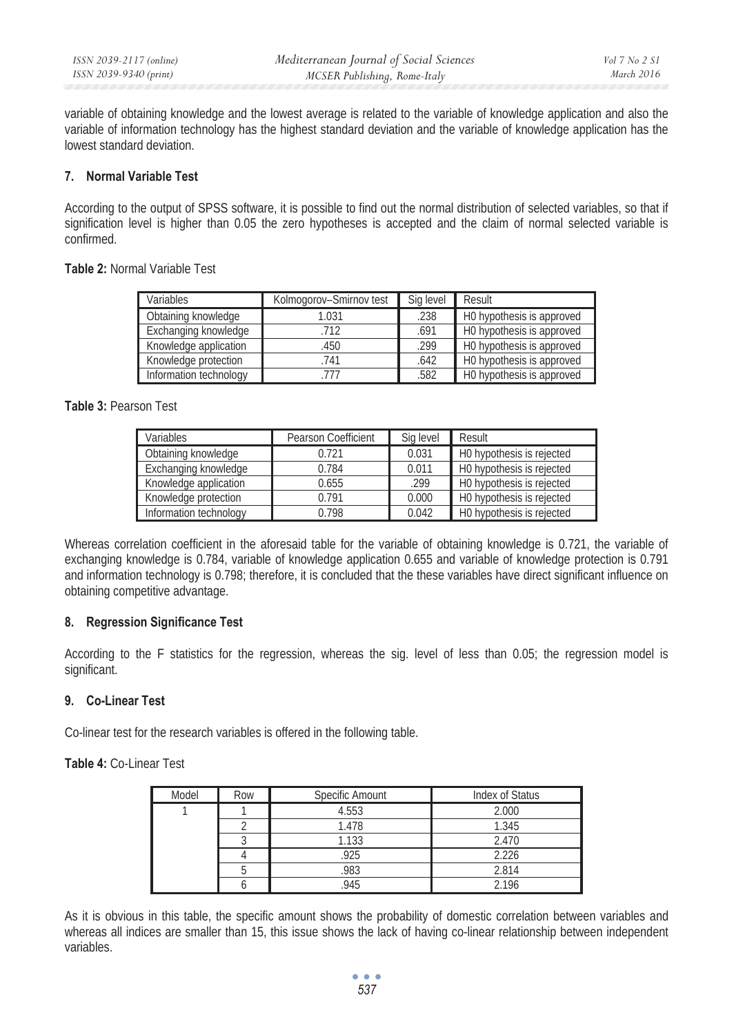variable of obtaining knowledge and the lowest average is related to the variable of knowledge application and also the variable of information technology has the highest standard deviation and the variable of knowledge application has the lowest standard deviation.

## 7. Normal Variable Test

According to the output of SPSS software, it is possible to find out the normal distribution of selected variables, so that if signification level is higher than 0.05 the zero hypotheses is accepted and the claim of normal selected variable is confirmed.

**Table 2:** Normal Variable Test

| Variables | Kolmogorov–Smirnov test | Sig level | Result |
|---|---|---|---|
| Obtaining knowledge | 1.031 | .238 | H0 hypothesis is approved |
| Exchanging knowledge | .712 | .691 | H0 hypothesis is approved |
| Knowledge application | .450 | .299 | H0 hypothesis is approved |
| Knowledge protection | .741 | .642 | H0 hypothesis is approved |
| Information technology | .777 | .582 | H0 hypothesis is approved |

**Table 3:** Pearson Test

| Variables | Pearson Coefficient | Sig level | Result |
|---|---|---|---|
| Obtaining knowledge | 0.721 | 0.031 | H0 hypothesis is rejected |
| Exchanging knowledge | 0.784 | 0.011 | H0 hypothesis is rejected |
| Knowledge application | 0.655 | .299 | H0 hypothesis is rejected |
| Knowledge protection | 0.791 | 0.000 | H0 hypothesis is rejected |
| Information technology | 0.798 | 0.042 | H0 hypothesis is rejected |

Whereas correlation coefficient in the aforesaid table for the variable of obtaining knowledge is 0.721, the variable of exchanging knowledge is 0.784, variable of knowledge application 0.655 and variable of knowledge protection is 0.791 and information technology is 0.798; therefore, it is concluded that the these variables have direct significant influence on obtaining competitive advantage.

## 8. Regression Significance Test

According to the F statistics for the regression, whereas the sig. level of less than 0.05; the regression model is significant.

## 9. Co-Linear Test

Co-linear test for the research variables is offered in the following table.

**Table 4:** Co-Linear Test

| Model | Row | Specific Amount | Index of Status |
|---|---|---|---|
| 1 | 1 | 4.553 | 2.000 |
| | 2 | 1.478 | 1.345 |
| | 3 | 1.133 | 2.470 |
| | 4 | .925 | 2.226 |
| | 5 | .983 | 2.814 |
| | 6 | .945 | 2.196 |

As it is obvious in this table, the specific amount shows the probability of domestic correlation between variables and whereas all indices are smaller than 15, this issue shows the lack of having co-linear relationship between independent variables.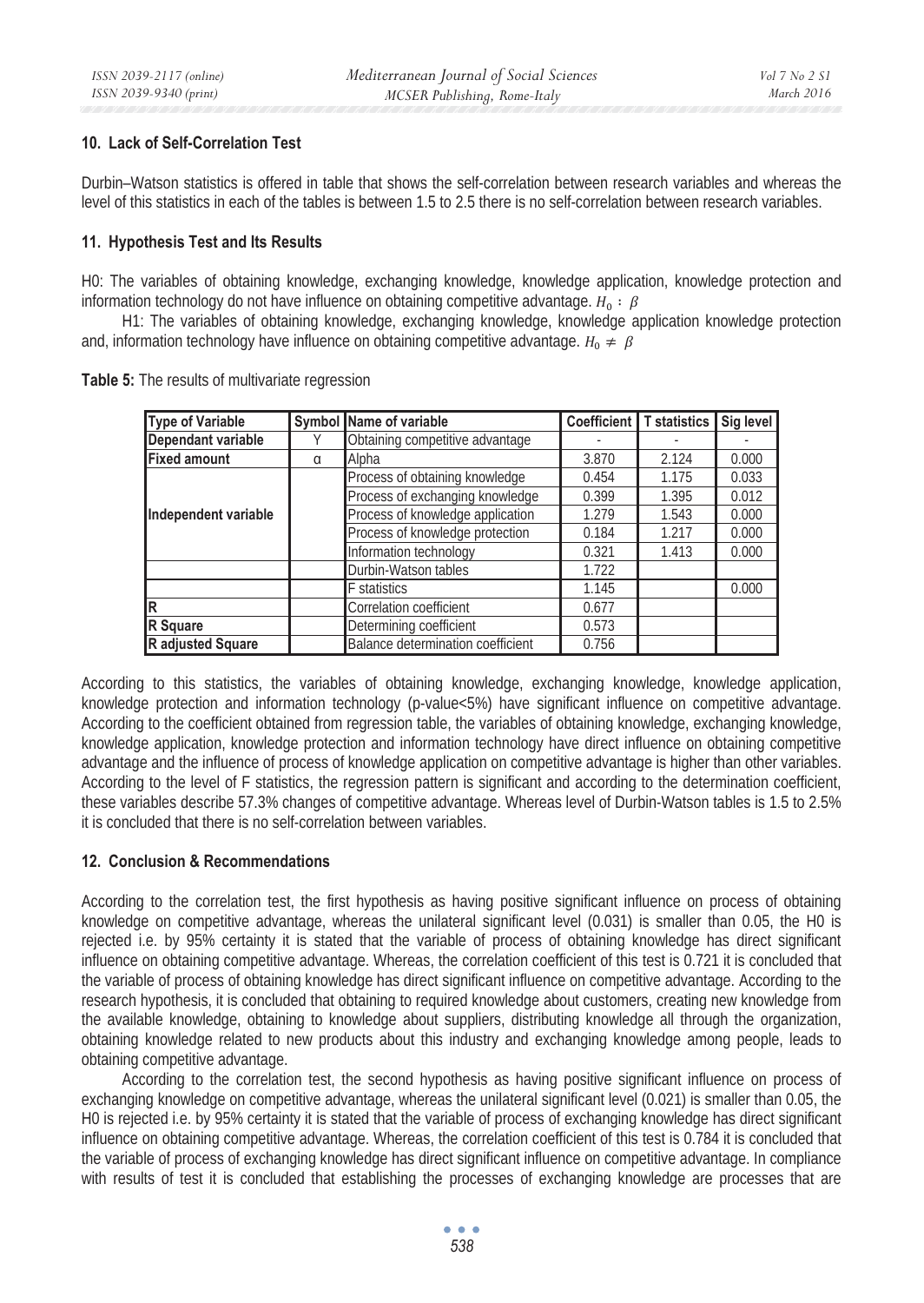## 10. Lack of Self-Correlation Test

Durbin–Watson statistics is offered in table that shows the self-correlation between research variables and whereas the level of this statistics in each of the tables is between 1.5 to 2.5 there is no self-correlation between research variables.

## 11. Hypothesis Test and Its Results

H0: The variables of obtaining knowledge, exchanging knowledge, knowledge application, knowledge protection and information technology do not have influence on obtaining competitive advantage. $H_0 : \beta$

H1: The variables of obtaining knowledge, exchanging knowledge, knowledge application knowledge protection and, information technology have influence on obtaining competitive advantage. $H_0 \neq \beta$

**Table 5:** The results of multivariate regression

| Type of Variable | Symbol | Name of variable | Coefficient | T statistics | Sig level |
|---|---|---|---|---|---|
| Dependant variable | Y | Obtaining competitive advantage | - | - | - |
| Fixed amount | α | Alpha | 3.870 | 2.124 | 0.000 |
| Independent variable | | Process of obtaining knowledge | 0.454 | 1.175 | 0.033 |
| | | Process of exchanging knowledge | 0.399 | 1.395 | 0.012 |
| | | Process of knowledge application | 1.279 | 1.543 | 0.000 |
| | | Process of knowledge protection | 0.184 | 1.217 | 0.000 |
| | | Information technology | 0.321 | 1.413 | 0.000 |
| | | Durbin-Watson tables | 1.722 | | |
| | | F statistics | 1.145 | | 0.000 |
| R | | Correlation coefficient | 0.677 | | |
| R Square | | Determining coefficient | 0.573 | | |
| R adjusted Square | | Balance determination coefficient | 0.756 | | |

According to this statistics, the variables of obtaining knowledge, exchanging knowledge, knowledge application, knowledge protection and information technology (p-value<5%) have significant influence on competitive advantage. According to the coefficient obtained from regression table, the variables of obtaining knowledge, exchanging knowledge, knowledge application, knowledge protection and information technology have direct influence on obtaining competitive advantage and the influence of process of knowledge application on competitive advantage is higher than other variables. According to the level of F statistics, the regression pattern is significant and according to the determination coefficient, these variables describe 57.3% changes of competitive advantage. Whereas level of Durbin-Watson tables is 1.5 to 2.5% it is concluded that there is no self-correlation between variables.

## 12. Conclusion & Recommendations

According to the correlation test, the first hypothesis as having positive significant influence on process of obtaining knowledge on competitive advantage, whereas the unilateral significant level (0.031) is smaller than 0.05, the H0 is rejected i.e. by 95% certainty it is stated that the variable of process of obtaining knowledge has direct significant influence on obtaining competitive advantage. Whereas, the correlation coefficient of this test is 0.721 it is concluded that the variable of process of obtaining knowledge has direct significant influence on competitive advantage. According to the research hypothesis, it is concluded that obtaining to required knowledge about customers, creating new knowledge from the available knowledge, obtaining to knowledge about suppliers, distributing knowledge all through the organization, obtaining knowledge related to new products about this industry and exchanging knowledge among people, leads to obtaining competitive advantage.

According to the correlation test, the second hypothesis as having positive significant influence on process of exchanging knowledge on competitive advantage, whereas the unilateral significant level (0.021) is smaller than 0.05, the H0 is rejected i.e. by 95% certainty it is stated that the variable of process of exchanging knowledge has direct significant influence on obtaining competitive advantage. Whereas, the correlation coefficient of this test is 0.784 it is concluded that the variable of process of exchanging knowledge has direct significant influence on competitive advantage. In compliance with results of test it is concluded that establishing the processes of exchanging knowledge are processes that are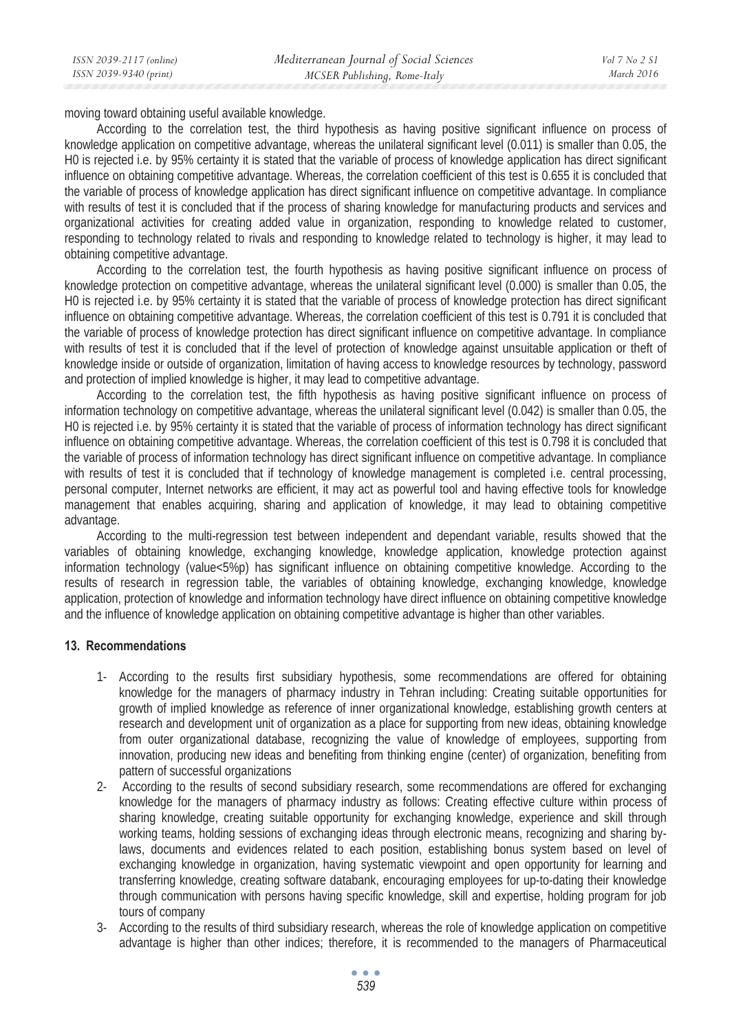moving toward obtaining useful available knowledge.

According to the correlation test, the third hypothesis as having positive significant influence on process of knowledge application on competitive advantage, whereas the unilateral significant level (0.011) is smaller than 0.05, the H0 is rejected i.e. by 95% certainty it is stated that the variable of process of knowledge application has direct significant influence on obtaining competitive advantage. Whereas, the correlation coefficient of this test is 0.655 it is concluded that the variable of process of knowledge application has direct significant influence on competitive advantage. In compliance with results of test it is concluded that if the process of sharing knowledge for manufacturing products and services and organizational activities for creating added value in organization, responding to knowledge related to customer, responding to technology related to rivals and responding to knowledge related to technology is higher, it may lead to obtaining competitive advantage.

According to the correlation test, the fourth hypothesis as having positive significant influence on process of knowledge protection on competitive advantage, whereas the unilateral significant level (0.000) is smaller than 0.05, the H0 is rejected i.e. by 95% certainty it is stated that the variable of process of knowledge protection has direct significant influence on obtaining competitive advantage. Whereas, the correlation coefficient of this test is 0.791 it is concluded that the variable of process of knowledge protection has direct significant influence on competitive advantage. In compliance with results of test it is concluded that if the level of protection of knowledge against unsuitable application or theft of knowledge inside or outside of organization, limitation of having access to knowledge resources by technology, password and protection of implied knowledge is higher, it may lead to competitive advantage.

According to the correlation test, the fifth hypothesis as having positive significant influence on process of information technology on competitive advantage, whereas the unilateral significant level (0.042) is smaller than 0.05, the H0 is rejected i.e. by 95% certainty it is stated that the variable of process of information technology has direct significant influence on obtaining competitive advantage. Whereas, the correlation coefficient of this test is 0.798 it is concluded that the variable of process of information technology has direct significant influence on competitive advantage. In compliance with results of test it is concluded that if technology of knowledge management is completed i.e. central processing, personal computer, Internet networks are efficient, it may act as powerful tool and having effective tools for knowledge management that enables acquiring, sharing and application of knowledge, it may lead to obtaining competitive advantage.

According to the multi-regression test between independent and dependant variable, results showed that the variables of obtaining knowledge, exchanging knowledge, knowledge application, knowledge protection against information technology (value<5%p) has significant influence on obtaining competitive knowledge. According to the results of research in regression table, the variables of obtaining knowledge, exchanging knowledge, knowledge application, protection of knowledge and information technology have direct influence on obtaining competitive knowledge and the influence of knowledge application on obtaining competitive advantage is higher than other variables.

## 13. Recommendations

1- According to the results first subsidiary hypothesis, some recommendations are offered for obtaining knowledge for the managers of pharmacy industry in Tehran including: Creating suitable opportunities for growth of implied knowledge as reference of inner organizational knowledge, establishing growth centers at research and development unit of organization as a place for supporting from new ideas, obtaining knowledge from outer organizational database, recognizing the value of knowledge of employees, supporting from innovation, producing new ideas and benefiting from thinking engine (center) of organization, benefiting from pattern of successful organizations

2- According to the results of second subsidiary research, some recommendations are offered for exchanging knowledge for the managers of pharmacy industry as follows: Creating effective culture within process of sharing knowledge, creating suitable opportunity for exchanging knowledge, experience and skill through working teams, holding sessions of exchanging ideas through electronic means, recognizing and sharing by-laws, documents and evidences related to each position, establishing bonus system based on level of exchanging knowledge in organization, having systematic viewpoint and open opportunity for learning and transferring knowledge, creating software databank, encouraging employees for up-to-dating their knowledge through communication with persons having specific knowledge, skill and expertise, holding program for job tours of company

3- According to the results of third subsidiary research, whereas the role of knowledge application on competitive advantage is higher than other indices; therefore, it is recommended to the managers of Pharmaceutical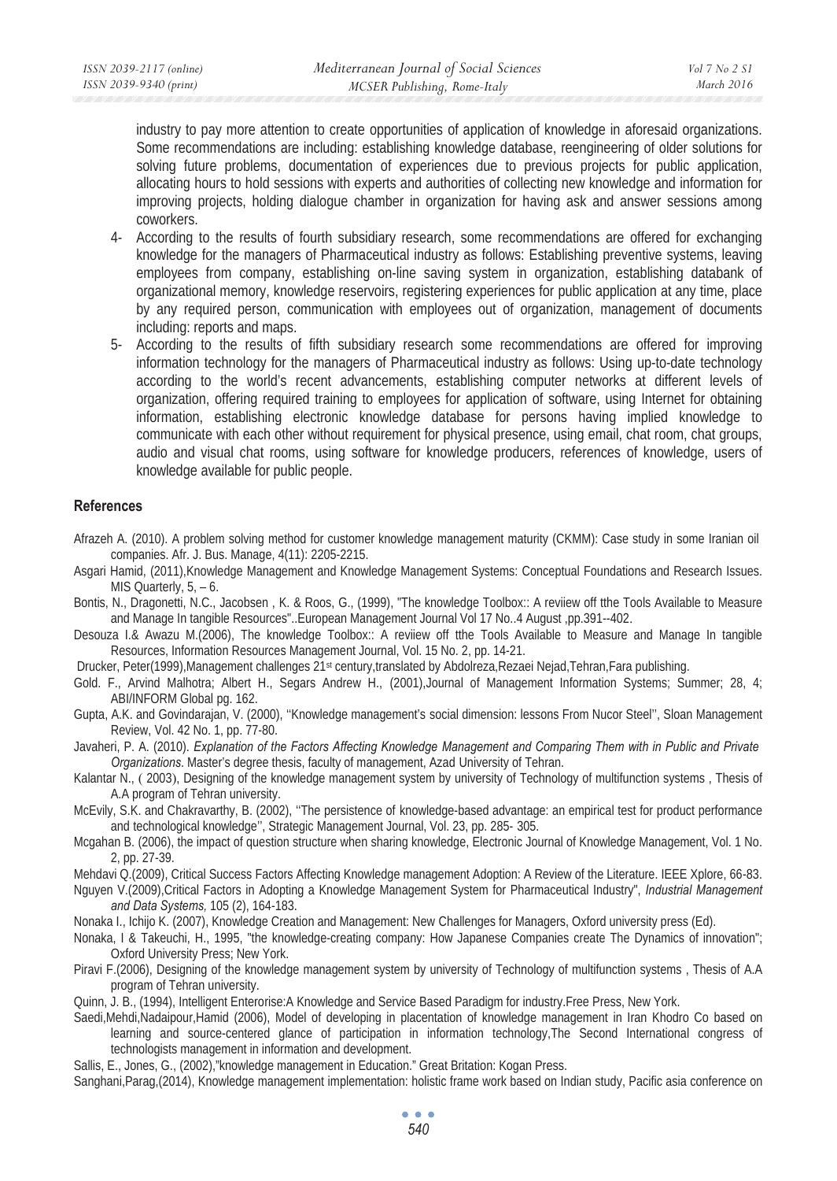industry to pay more attention to create opportunities of application of knowledge in aforesaid organizations. Some recommendations are including: establishing knowledge database, reengineering of older solutions for solving future problems, documentation of experiences due to previous projects for public application, allocating hours to hold sessions with experts and authorities of collecting new knowledge and information for improving projects, holding dialogue chamber in organization for having ask and answer sessions among coworkers.

4- According to the results of fourth subsidiary research, some recommendations are offered for exchanging knowledge for the managers of Pharmaceutical industry as follows: Establishing preventive systems, leaving employees from company, establishing on-line saving system in organization, establishing databank of organizational memory, knowledge reservoirs, registering experiences for public application at any time, place by any required person, communication with employees out of organization, management of documents including: reports and maps.

5- According to the results of fifth subsidiary research some recommendations are offered for improving information technology for the managers of Pharmaceutical industry as follows: Using up-to-date technology according to the world's recent advancements, establishing computer networks at different levels of organization, offering required training to employees for application of software, using Internet for obtaining information, establishing electronic knowledge database for persons having implied knowledge to communicate with each other without requirement for physical presence, using email, chat room, chat groups, audio and visual chat rooms, using software for knowledge producers, references of knowledge, users of knowledge available for public people.

## References

Afrazeh A. (2010). A problem solving method for customer knowledge management maturity (CKMM): Case study in some Iranian oil companies. Afr. J. Bus. Manage, 4(11): 2205-2215.

Asgari Hamid, (2011),Knowledge Management and Knowledge Management Systems: Conceptual Foundations and Research Issues. MIS Quarterly, 5, – 6.

Bontis, N., Dragonetti, N.C., Jacobsen , K. & Roos, G., (1999), "The knowledge Toolbox:: A reviiew off tthe Tools Available to Measure and Manage In tangible Resources"..European Management Journal Vol 17 No..4 August ,pp.391--402.

Desouza I.& Awazu M.(2006), The knowledge Toolbox:: A reviiew off tthe Tools Available to Measure and Manage In tangible Resources, Information Resources Management Journal, Vol. 15 No. 2, pp. 14-21.

Drucker, Peter(1999),Management challenges 21st century,translated by Abdolreza,Rezaei Nejad,Tehran,Fara publishing.

Gold. F., Arvind Malhotra; Albert H., Segars Andrew H., (2001),Journal of Management Information Systems; Summer; 28, 4; ABI/INFORM Global pg. 162.

Gupta, A.K. and Govindarajan, V. (2000), ''Knowledge management's social dimension: lessons From Nucor Steel'', Sloan Management Review, Vol. 42 No. 1, pp. 77-80.

Javaheri, P. A. (2010). *Explanation of the Factors Affecting Knowledge Management and Comparing Them with in Public and Private Organizations.* Master's degree thesis, faculty of management, Azad University of Tehran.

Kalantar N., ( 2003), Designing of the knowledge management system by university of Technology of multifunction systems , Thesis of A.A program of Tehran university.

McEvily, S.K. and Chakravarthy, B. (2002), ''The persistence of knowledge-based advantage: an empirical test for product performance and technological knowledge'', Strategic Management Journal, Vol. 23, pp. 285- 305.

Mcgahan B. (2006), the impact of question structure when sharing knowledge, Electronic Journal of Knowledge Management, Vol. 1 No. 2, pp. 27-39.

Mehdavi Q.(2009), Critical Success Factors Affecting Knowledge management Adoption: A Review of the Literature. IEEE Xplore, 66-83.

Nguyen V.(2009),Critical Factors in Adopting a Knowledge Management System for Pharmaceutical Industry", *Industrial Management and Data Systems,* 105 (2), 164-183.

Nonaka I., Ichijo K. (2007), Knowledge Creation and Management: New Challenges for Managers, Oxford university press (Ed).

Nonaka, I & Takeuchi, H., 1995, "the knowledge-creating company: How Japanese Companies create The Dynamics of innovation"; Oxford University Press; New York.

Piravi F.(2006), Designing of the knowledge management system by university of Technology of multifunction systems , Thesis of A.A program of Tehran university.

Quinn, J. B., (1994), Intelligent Enterorise:A Knowledge and Service Based Paradigm for industry.Free Press, New York.

Saedi,Mehdi,Nadaipour,Hamid (2006), Model of developing in placentation of knowledge management in Iran Khodro Co based on learning and source-centered glance of participation in information technology,The Second International congress of technologists management in information and development.

Sallis, E., Jones, G., (2002),"knowledge management in Education." Great Britation: Kogan Press.

Sanghani,Parag,(2014), Knowledge management implementation: holistic frame work based on Indian study, Pacific asia conference on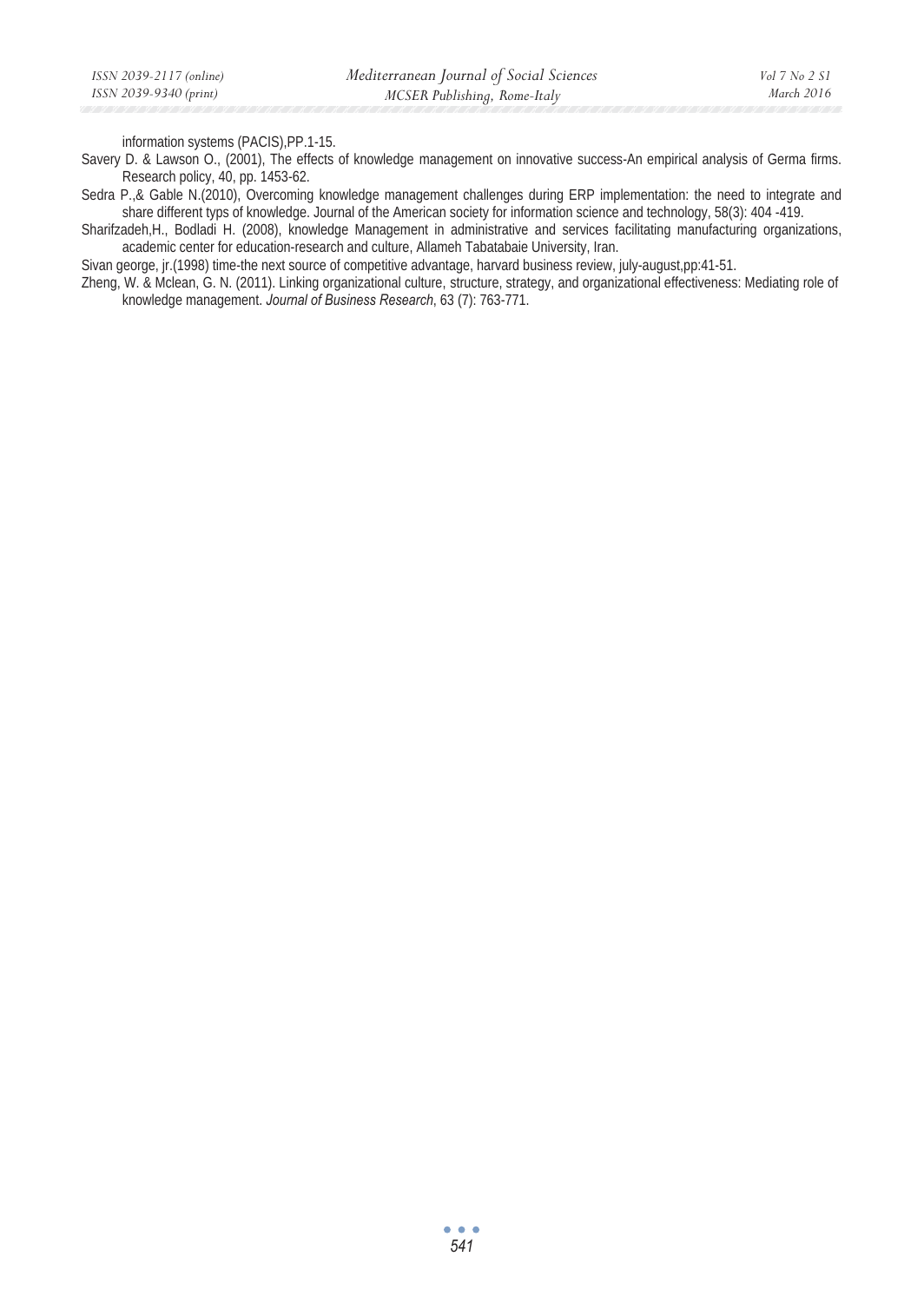information systems (PACIS),PP.1-15.

Savery D. & Lawson O., (2001), The effects of knowledge management on innovative success-An empirical analysis of Germa firms. Research policy, 40, pp. 1453-62.

Sedra P.,& Gable N.(2010), Overcoming knowledge management challenges during ERP implementation: the need to integrate and share different typs of knowledge. Journal of the American society for information science and technology, 58(3): 404 -419.

Sharifzadeh,H., Bodladi H. (2008), knowledge Management in administrative and services facilitating manufacturing organizations, academic center for education-research and culture, Allameh Tabatabaie University, Iran.

Sivan george, jr.(1998) time-the next source of competitive advantage, harvard business review, july-august,pp:41-51.

Zheng, W. & Mclean, G. N. (2011). Linking organizational culture, structure, strategy, and organizational effectiveness: Mediating role of knowledge management. *Journal of Business Research*, 63 (7): 763-771.